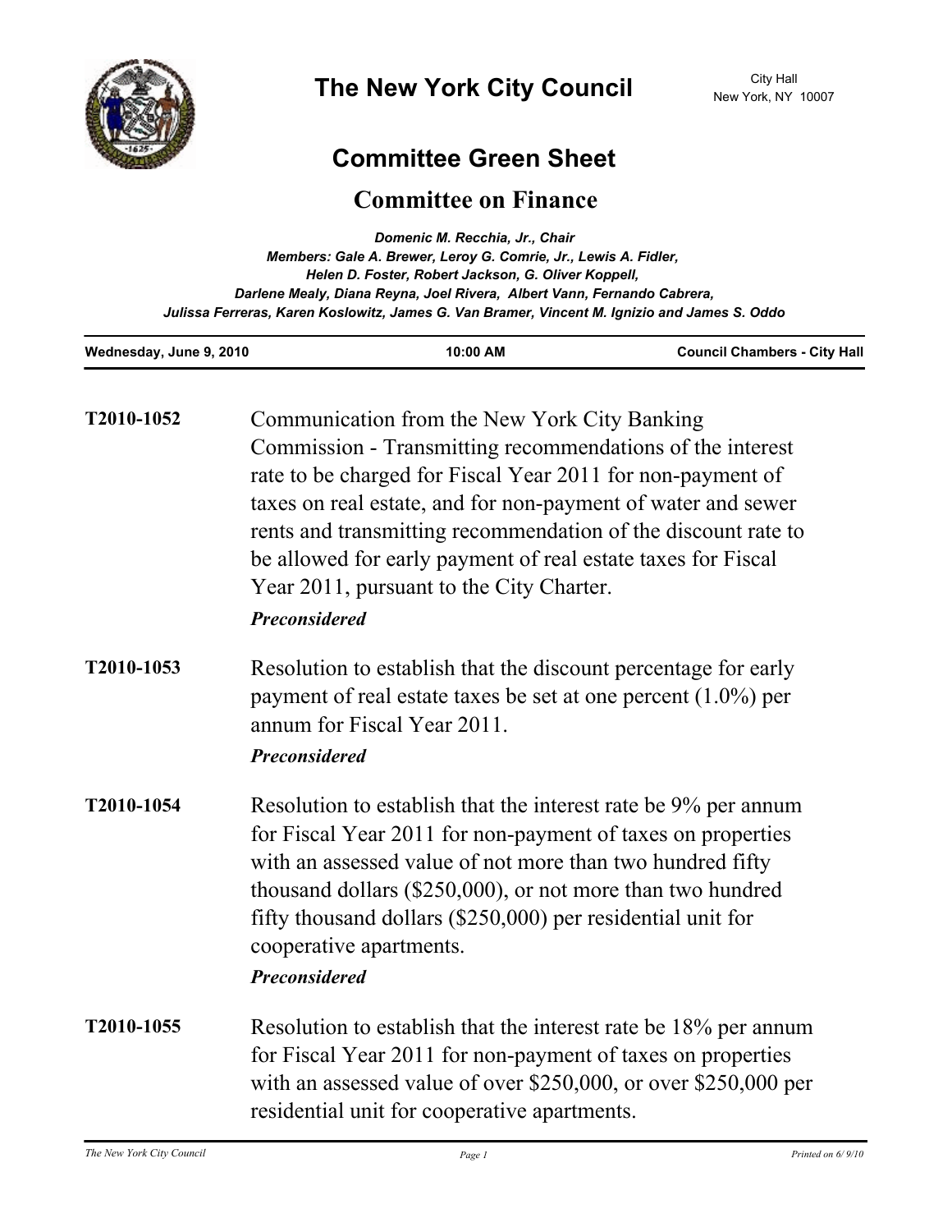# The New York City Council

City Hall
New York, NY 10007

## Committee Green Sheet

## Committee on Finance

***Domenic M. Recchia, Jr., Chair***
***Members: Gale A. Brewer, Leroy G. Comrie, Jr., Lewis A. Fidler, Helen D. Foster, Robert Jackson, G. Oliver Koppell, Darlene Mealy, Diana Reyna, Joel Rivera, Albert Vann, Fernando Cabrera, Julissa Ferreras, Karen Koslowitz, James G. Van Bramer, Vincent M. Ignizio and James S. Oddo***

**Wednesday, June 9, 2010** **10:00 AM** **Council Chambers - City Hall**

---

**T2010-1052** Communication from the New York City Banking Commission - Transmitting recommendations of the interest rate to be charged for Fiscal Year 2011 for non-payment of taxes on real estate, and for non-payment of water and sewer rents and transmitting recommendation of the discount rate to be allowed for early payment of real estate taxes for Fiscal Year 2011, pursuant to the City Charter.

***Preconsidered***

**T2010-1053** Resolution to establish that the discount percentage for early payment of real estate taxes be set at one percent (1.0%) per annum for Fiscal Year 2011.

***Preconsidered***

**T2010-1054** Resolution to establish that the interest rate be 9% per annum for Fiscal Year 2011 for non-payment of taxes on properties with an assessed value of not more than two hundred fifty thousand dollars ($250,000), or not more than two hundred fifty thousand dollars ($250,000) per residential unit for cooperative apartments.

***Preconsidered***

**T2010-1055** Resolution to establish that the interest rate be 18% per annum for Fiscal Year 2011 for non-payment of taxes on properties with an assessed value of over $250,000, or over $250,000 per residential unit for cooperative apartments.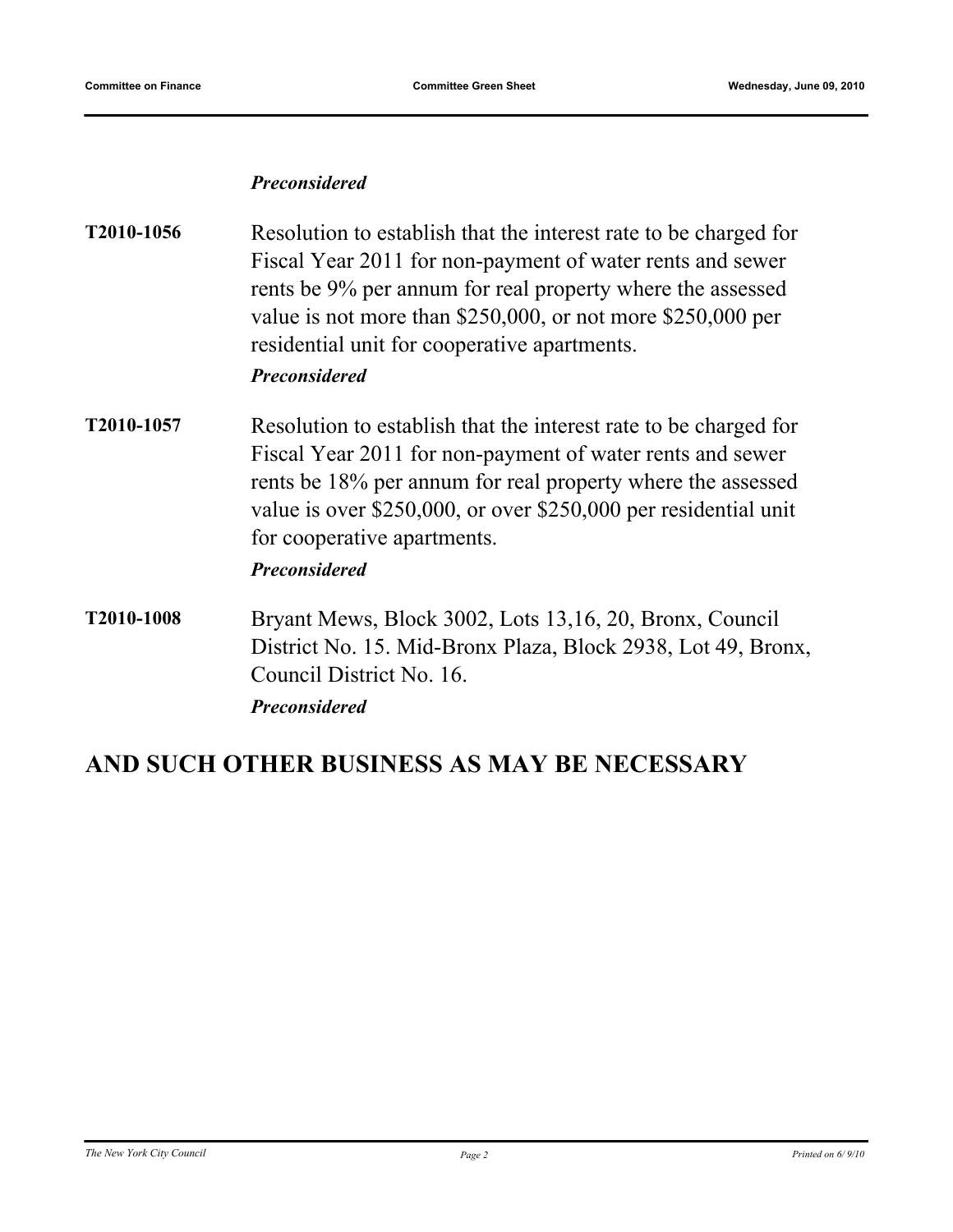*Preconsidered*

**T2010-1056** Resolution to establish that the interest rate to be charged for Fiscal Year 2011 for non-payment of water rents and sewer rents be 9% per annum for real property where the assessed value is not more than $250,000, or not more $250,000 per residential unit for cooperative apartments.

*Preconsidered*

**T2010-1057** Resolution to establish that the interest rate to be charged for Fiscal Year 2011 for non-payment of water rents and sewer rents be 18% per annum for real property where the assessed value is over $250,000, or over $250,000 per residential unit for cooperative apartments.

*Preconsidered*

**T2010-1008** Bryant Mews, Block 3002, Lots 13,16, 20, Bronx, Council District No. 15. Mid-Bronx Plaza, Block 2938, Lot 49, Bronx, Council District No. 16.

*Preconsidered*

## AND SUCH OTHER BUSINESS AS MAY BE NECESSARY